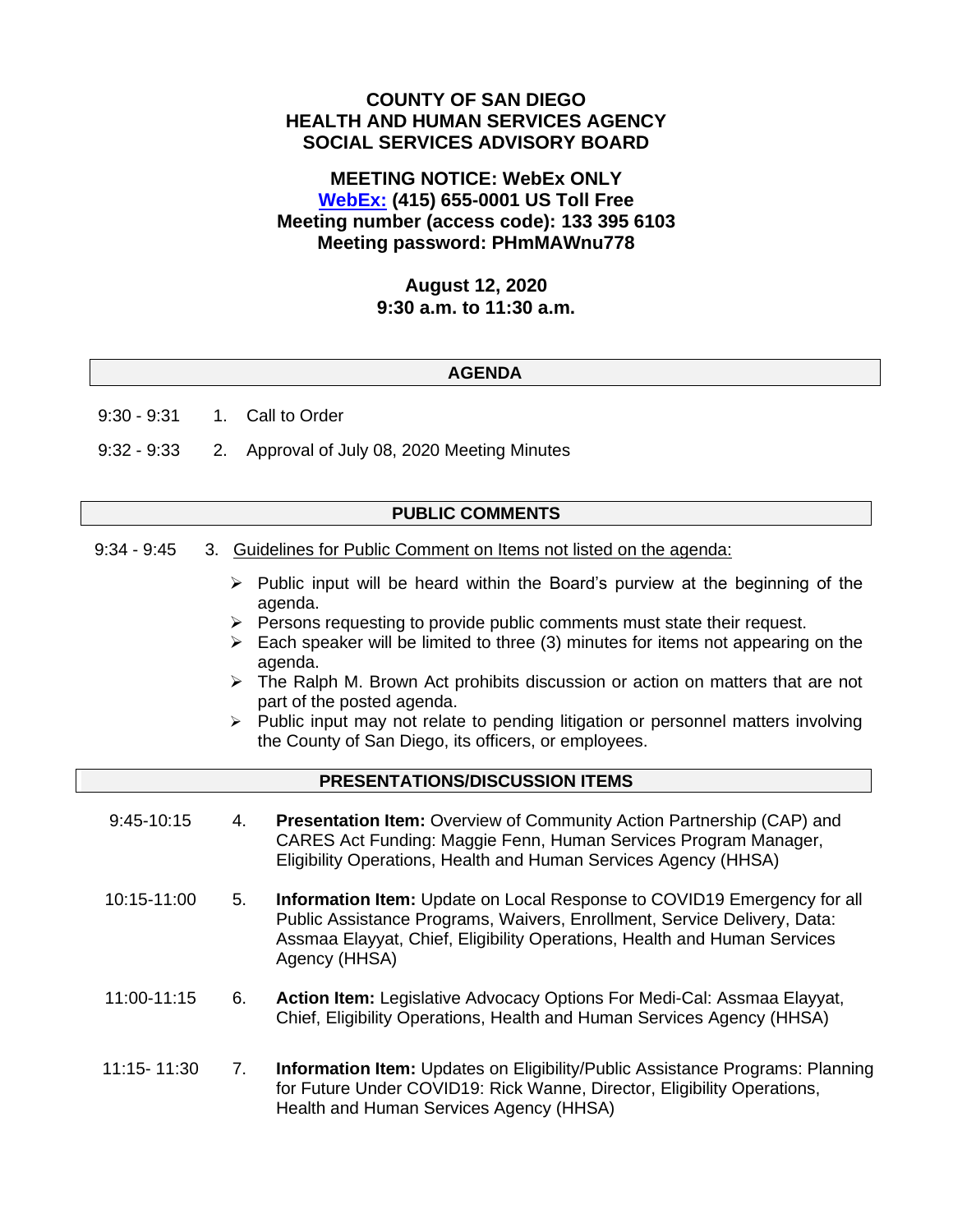# COUNTY OF SAN DIEGO
# HEALTH AND HUMAN SERVICES AGENCY
# SOCIAL SERVICES ADVISORY BOARD

**MEETING NOTICE: WebEx ONLY**
**WebEx: (415) 655-0001 US Toll Free**
**Meeting number (access code): 133 395 6103**
**Meeting password: PHmMAWnu778**

**August 12, 2020**
**9:30 a.m. to 11:30 a.m.**

## AGENDA

9:30 - 9:31 1. Call to Order

9:32 - 9:33 2. Approval of July 08, 2020 Meeting Minutes

## PUBLIC COMMENTS

9:34 - 9:45 3. Guidelines for Public Comment on Items not listed on the agenda:

- Public input will be heard within the Board's purview at the beginning of the agenda.
- Persons requesting to provide public comments must state their request.
- Each speaker will be limited to three (3) minutes for items not appearing on the agenda.
- The Ralph M. Brown Act prohibits discussion or action on matters that are not part of the posted agenda.
- Public input may not relate to pending litigation or personnel matters involving the County of San Diego, its officers, or employees.

## PRESENTATIONS/DISCUSSION ITEMS

9:45-10:15 4. **Presentation Item:** Overview of Community Action Partnership (CAP) and CARES Act Funding: Maggie Fenn, Human Services Program Manager, Eligibility Operations, Health and Human Services Agency (HHSA)

10:15-11:00 5. **Information Item:** Update on Local Response to COVID19 Emergency for all Public Assistance Programs, Waivers, Enrollment, Service Delivery, Data: Assmaa Elayyat, Chief, Eligibility Operations, Health and Human Services Agency (HHSA)

11:00-11:15 6. **Action Item:** Legislative Advocacy Options For Medi-Cal: Assmaa Elayyat, Chief, Eligibility Operations, Health and Human Services Agency (HHSA)

11:15- 11:30 7. **Information Item:** Updates on Eligibility/Public Assistance Programs: Planning for Future Under COVID19: Rick Wanne, Director, Eligibility Operations, Health and Human Services Agency (HHSA)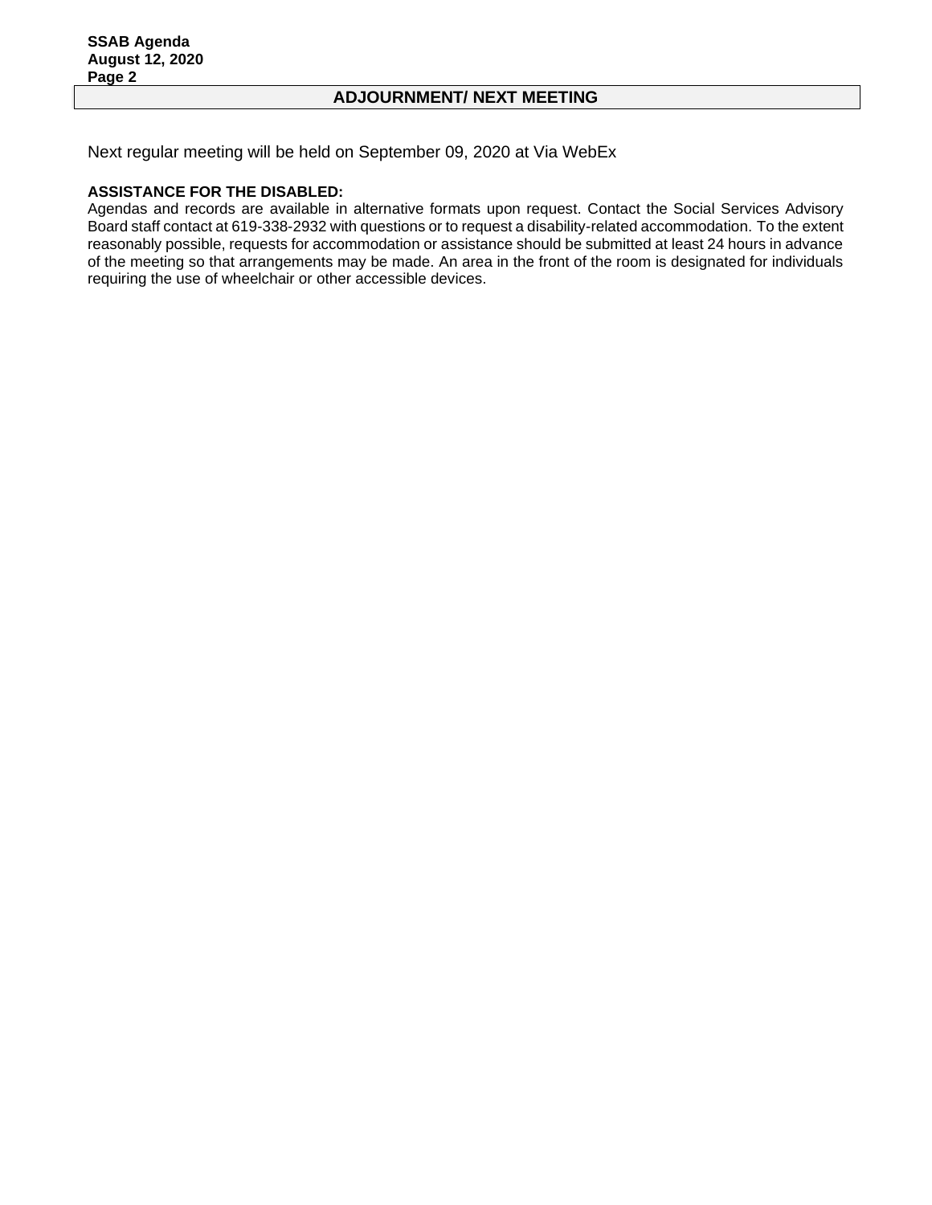## ADJOURNMENT/ NEXT MEETING

Next regular meeting will be held on September 09, 2020 at Via WebEx

**ASSISTANCE FOR THE DISABLED:**
Agendas and records are available in alternative formats upon request. Contact the Social Services Advisory Board staff contact at 619-338-2932 with questions or to request a disability-related accommodation. To the extent reasonably possible, requests for accommodation or assistance should be submitted at least 24 hours in advance of the meeting so that arrangements may be made. An area in the front of the room is designated for individuals requiring the use of wheelchair or other accessible devices.